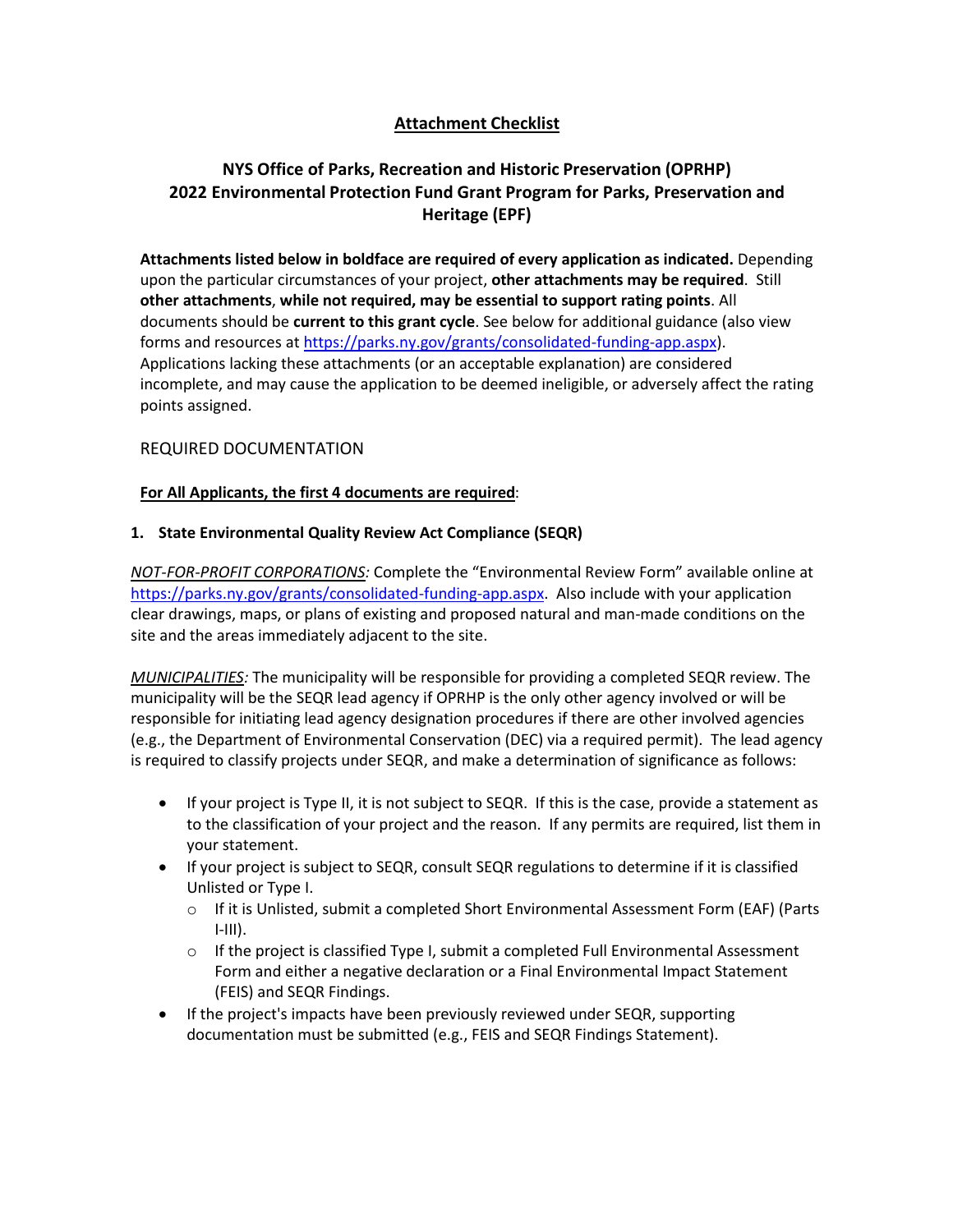# <u>Attachment Checklist</u>

## NYS Office of Parks, Recreation and Historic Preservation (OPRHP) 2022 Environmental Protection Fund Grant Program for Parks, Preservation and Heritage (EPF)

**Attachments listed below in boldface are required of every application as indicated.** Depending upon the particular circumstances of your project, **other attachments may be required**. Still **other attachments**, **while not required, may be essential to support rating points**. All documents should be **current to this grant cycle**. See below for additional guidance (also view forms and resources at [https://parks.ny.gov/grants/consolidated-funding-app.aspx](https://parks.ny.gov/grants/consolidated-funding-app.aspx)). Applications lacking these attachments (or an acceptable explanation) are considered incomplete, and may cause the application to be deemed ineligible, or adversely affect the rating points assigned.

REQUIRED DOCUMENTATION

**<u>For All Applicants, the first 4 documents are required</u>**:

**1. State Environmental Quality Review Act Compliance (SEQR)**

*<u>NOT-FOR-PROFIT CORPORATIONS</u>:* Complete the "Environmental Review Form" available online at [https://parks.ny.gov/grants/consolidated-funding-app.aspx](https://parks.ny.gov/grants/consolidated-funding-app.aspx). Also include with your application clear drawings, maps, or plans of existing and proposed natural and man-made conditions on the site and the areas immediately adjacent to the site.

*<u>MUNICIPALITIES</u>:* The municipality will be responsible for providing a completed SEQR review. The municipality will be the SEQR lead agency if OPRHP is the only other agency involved or will be responsible for initiating lead agency designation procedures if there are other involved agencies (e.g., the Department of Environmental Conservation (DEC) via a required permit). The lead agency is required to classify projects under SEQR, and make a determination of significance as follows:

- If your project is Type II, it is not subject to SEQR. If this is the case, provide a statement as to the classification of your project and the reason. If any permits are required, list them in your statement.
- If your project is subject to SEQR, consult SEQR regulations to determine if it is classified Unlisted or Type I.
  - If it is Unlisted, submit a completed Short Environmental Assessment Form (EAF) (Parts I-III).
  - If the project is classified Type I, submit a completed Full Environmental Assessment Form and either a negative declaration or a Final Environmental Impact Statement (FEIS) and SEQR Findings.
- If the project's impacts have been previously reviewed under SEQR, supporting documentation must be submitted (e.g., FEIS and SEQR Findings Statement).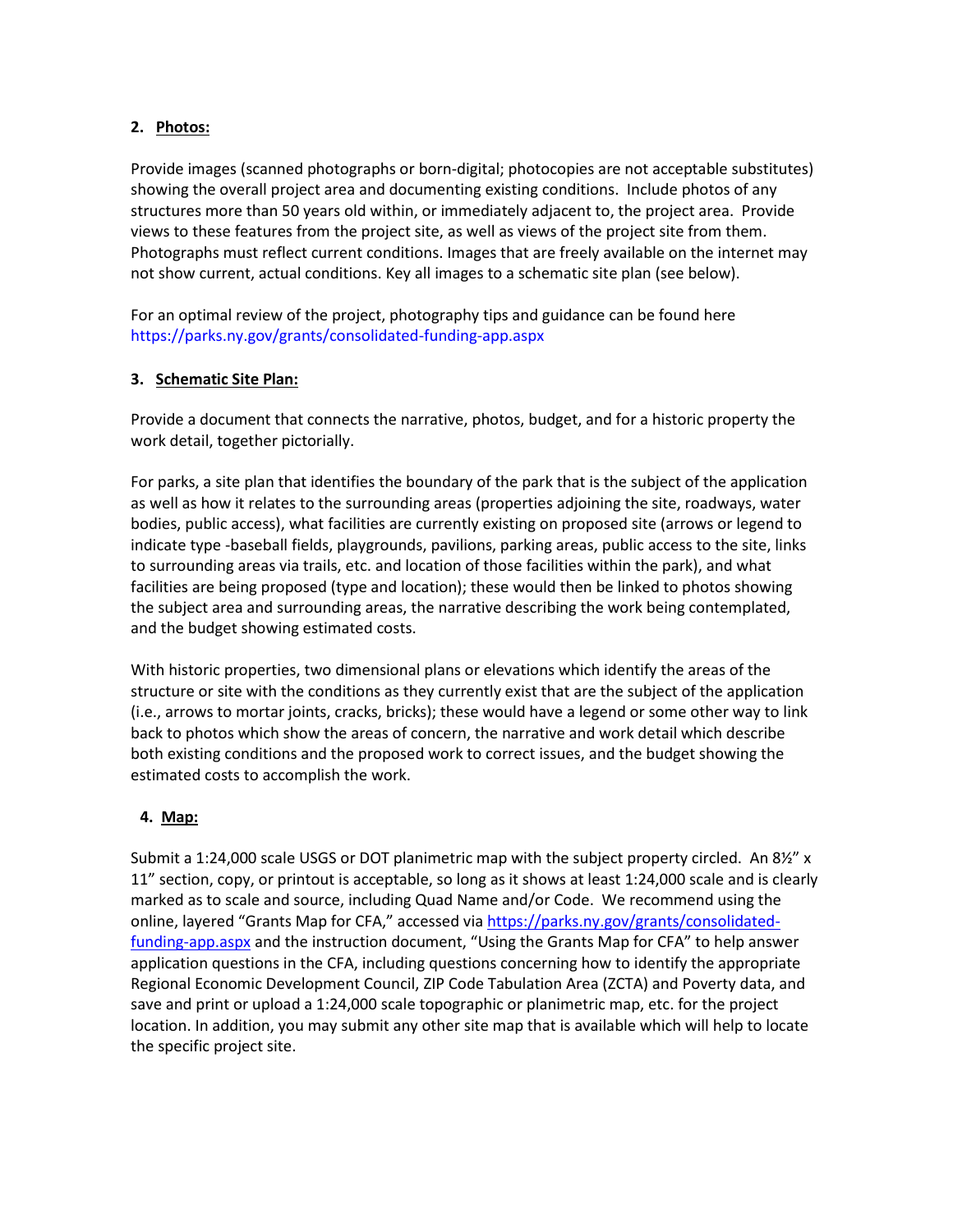2. **Photos:**

Provide images (scanned photographs or born-digital; photocopies are not acceptable substitutes) showing the overall project area and documenting existing conditions. Include photos of any structures more than 50 years old within, or immediately adjacent to, the project area. Provide views to these features from the project site, as well as views of the project site from them. Photographs must reflect current conditions. Images that are freely available on the internet may not show current, actual conditions. Key all images to a schematic site plan (see below).

For an optimal review of the project, photography tips and guidance can be found here https://parks.ny.gov/grants/consolidated-funding-app.aspx

3. **Schematic Site Plan:**

Provide a document that connects the narrative, photos, budget, and for a historic property the work detail, together pictorially.

For parks, a site plan that identifies the boundary of the park that is the subject of the application as well as how it relates to the surrounding areas (properties adjoining the site, roadways, water bodies, public access), what facilities are currently existing on proposed site (arrows or legend to indicate type -baseball fields, playgrounds, pavilions, parking areas, public access to the site, links to surrounding areas via trails, etc. and location of those facilities within the park), and what facilities are being proposed (type and location); these would then be linked to photos showing the subject area and surrounding areas, the narrative describing the work being contemplated, and the budget showing estimated costs.

With historic properties, two dimensional plans or elevations which identify the areas of the structure or site with the conditions as they currently exist that are the subject of the application (i.e., arrows to mortar joints, cracks, bricks); these would have a legend or some other way to link back to photos which show the areas of concern, the narrative and work detail which describe both existing conditions and the proposed work to correct issues, and the budget showing the estimated costs to accomplish the work.

4. **Map:**

Submit a 1:24,000 scale USGS or DOT planimetric map with the subject property circled. An 8½" x 11" section, copy, or printout is acceptable, so long as it shows at least 1:24,000 scale and is clearly marked as to scale and source, including Quad Name and/or Code. We recommend using the online, layered "Grants Map for CFA," accessed via https://parks.ny.gov/grants/consolidated-funding-app.aspx and the instruction document, "Using the Grants Map for CFA" to help answer application questions in the CFA, including questions concerning how to identify the appropriate Regional Economic Development Council, ZIP Code Tabulation Area (ZCTA) and Poverty data, and save and print or upload a 1:24,000 scale topographic or planimetric map, etc. for the project location. In addition, you may submit any other site map that is available which will help to locate the specific project site.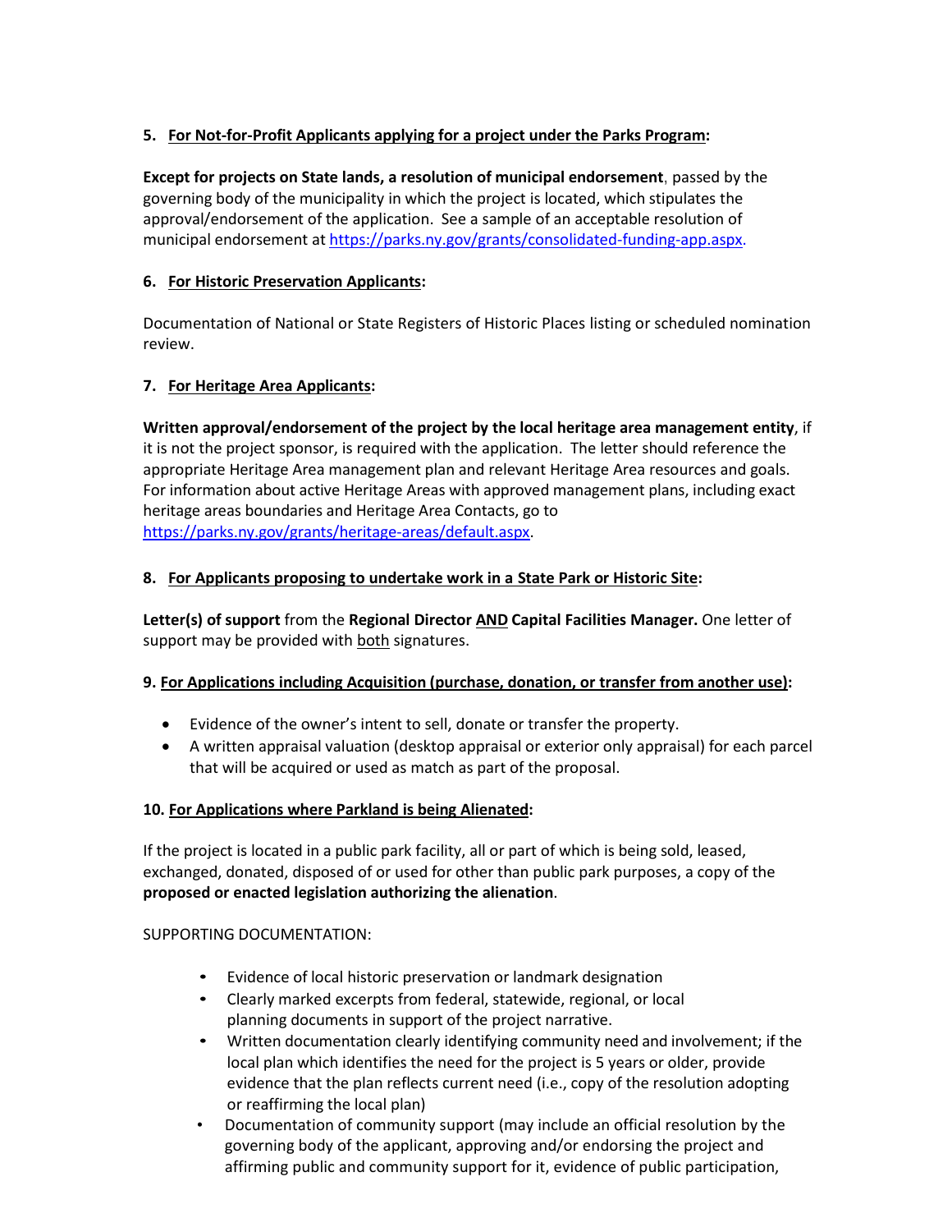5. **For Not-for-Profit Applicants applying for a project under the Parks Program:**

**Except for projects on State lands, a resolution of municipal endorsement**, passed by the governing body of the municipality in which the project is located, which stipulates the approval/endorsement of the application. See a sample of an acceptable resolution of municipal endorsement at https://parks.ny.gov/grants/consolidated-funding-app.aspx.

6. **For Historic Preservation Applicants:**

Documentation of National or State Registers of Historic Places listing or scheduled nomination review.

7. **For Heritage Area Applicants:**

**Written approval/endorsement of the project by the local heritage area management entity**, if it is not the project sponsor, is required with the application. The letter should reference the appropriate Heritage Area management plan and relevant Heritage Area resources and goals. For information about active Heritage Areas with approved management plans, including exact heritage areas boundaries and Heritage Area Contacts, go to https://parks.ny.gov/grants/heritage-areas/default.aspx.

8. **For Applicants proposing to undertake work in a State Park or Historic Site:**

**Letter(s) of support** from the **Regional Director AND Capital Facilities Manager.** One letter of support may be provided with both signatures.

9. **For Applications including Acquisition (purchase, donation, or transfer from another use):**

- Evidence of the owner's intent to sell, donate or transfer the property.
- A written appraisal valuation (desktop appraisal or exterior only appraisal) for each parcel that will be acquired or used as match as part of the proposal.

10. **For Applications where Parkland is being Alienated:**

If the project is located in a public park facility, all or part of which is being sold, leased, exchanged, donated, disposed of or used for other than public park purposes, a copy of the **proposed or enacted legislation authorizing the alienation**.

SUPPORTING DOCUMENTATION:

- Evidence of local historic preservation or landmark designation
- Clearly marked excerpts from federal, statewide, regional, or local planning documents in support of the project narrative.
- Written documentation clearly identifying community need and involvement; if the local plan which identifies the need for the project is 5 years or older, provide evidence that the plan reflects current need (i.e., copy of the resolution adopting or reaffirming the local plan)
- Documentation of community support (may include an official resolution by the governing body of the applicant, approving and/or endorsing the project and affirming public and community support for it, evidence of public participation,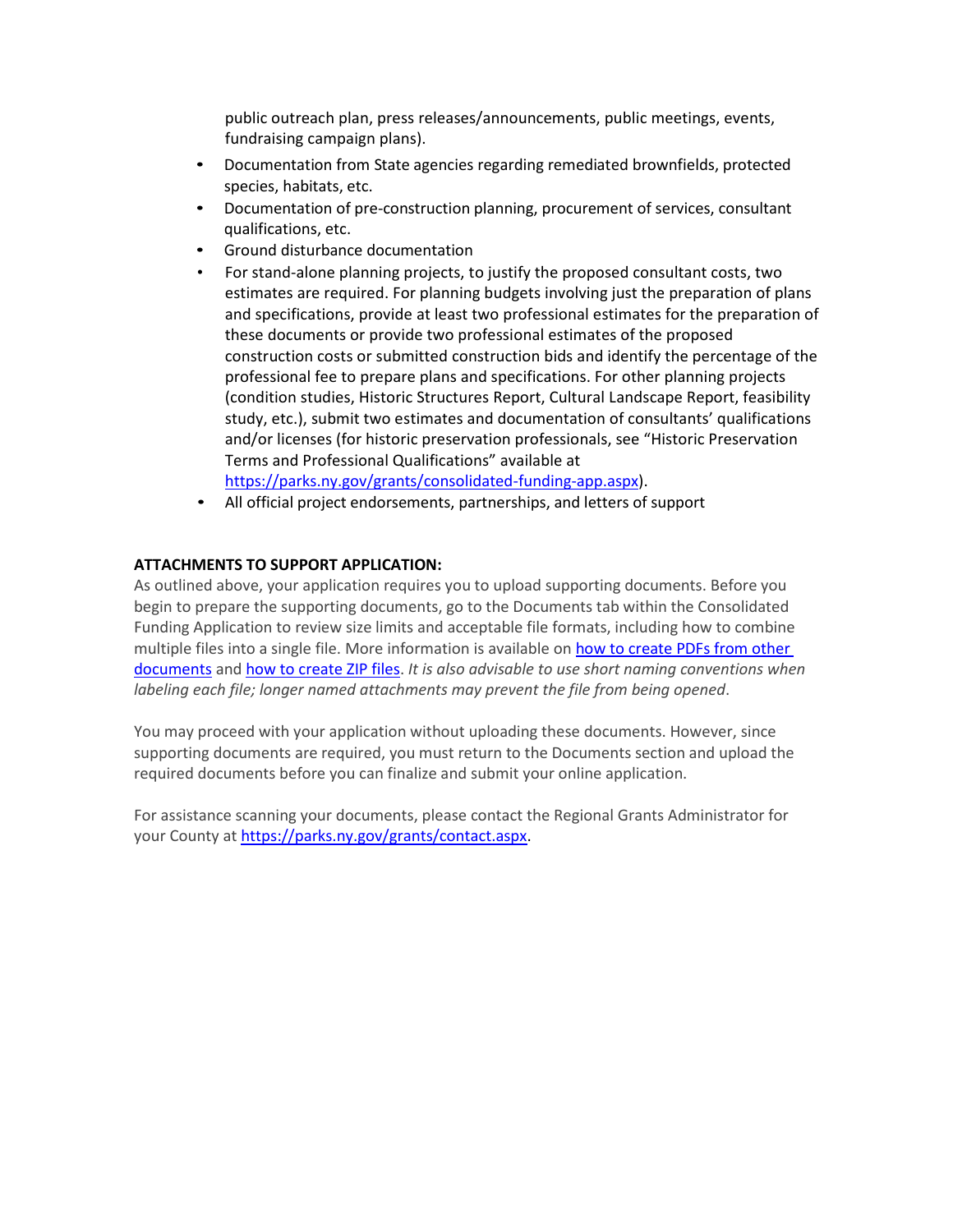public outreach plan, press releases/announcements, public meetings, events, fundraising campaign plans).

- Documentation from State agencies regarding remediated brownfields, protected species, habitats, etc.
- Documentation of pre-construction planning, procurement of services, consultant qualifications, etc.
- Ground disturbance documentation
- For stand-alone planning projects, to justify the proposed consultant costs, two estimates are required. For planning budgets involving just the preparation of plans and specifications, provide at least two professional estimates for the preparation of these documents or provide two professional estimates of the proposed construction costs or submitted construction bids and identify the percentage of the professional fee to prepare plans and specifications. For other planning projects (condition studies, Historic Structures Report, Cultural Landscape Report, feasibility study, etc.), submit two estimates and documentation of consultants' qualifications and/or licenses (for historic preservation professionals, see "Historic Preservation Terms and Professional Qualifications" available at https://parks.ny.gov/grants/consolidated-funding-app.aspx).
- All official project endorsements, partnerships, and letters of support

**ATTACHMENTS TO SUPPORT APPLICATION:**

As outlined above, your application requires you to upload supporting documents. Before you begin to prepare the supporting documents, go to the Documents tab within the Consolidated Funding Application to review size limits and acceptable file formats, including how to combine multiple files into a single file. More information is available on how to create PDFs from other documents and how to create ZIP files. *It is also advisable to use short naming conventions when labeling each file; longer named attachments may prevent the file from being opened*.

You may proceed with your application without uploading these documents. However, since supporting documents are required, you must return to the Documents section and upload the required documents before you can finalize and submit your online application.

For assistance scanning your documents, please contact the Regional Grants Administrator for your County at https://parks.ny.gov/grants/contact.aspx.